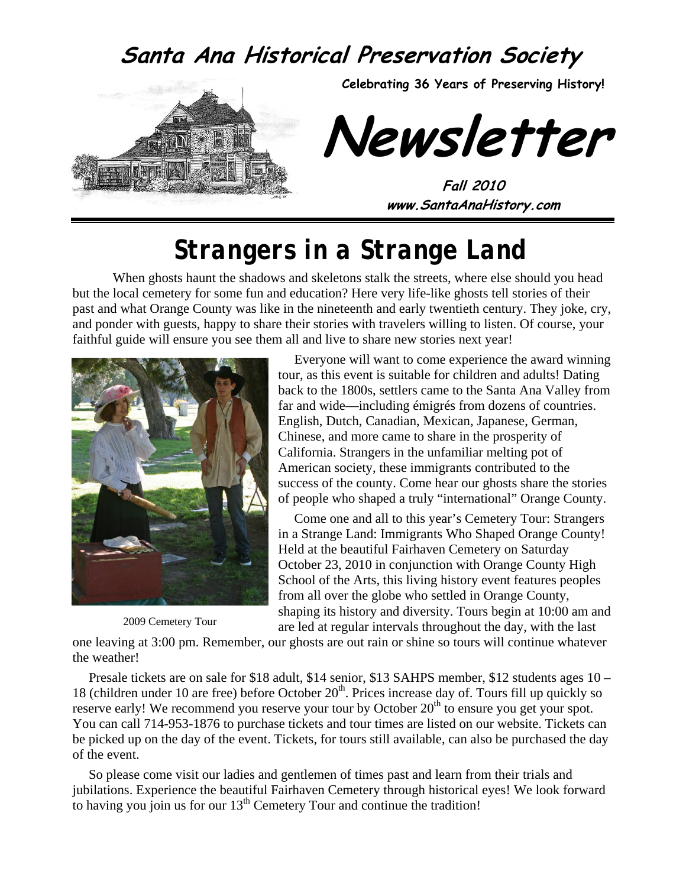# Santa Ana Historical Preservation Society

**Celebrating 36 Years of Preserving History!**

# Newsletter

**Fall 2010**
**www.SantaAnaHistory.com**

## Strangers in a Strange Land

When ghosts haunt the shadows and skeletons stalk the streets, where else should you head but the local cemetery for some fun and education? Here very life-like ghosts tell stories of their past and what Orange County was like in the nineteenth and early twentieth century. They joke, cry, and ponder with guests, happy to share their stories with travelers willing to listen. Of course, your faithful guide will ensure you see them all and live to share new stories next year!

2009 Cemetery Tour

Everyone will want to come experience the award winning tour, as this event is suitable for children and adults! Dating back to the 1800s, settlers came to the Santa Ana Valley from far and wide—including émigrés from dozens of countries. English, Dutch, Canadian, Mexican, Japanese, German, Chinese, and more came to share in the prosperity of California. Strangers in the unfamiliar melting pot of American society, these immigrants contributed to the success of the county. Come hear our ghosts share the stories of people who shaped a truly "international" Orange County.

Come one and all to this year's Cemetery Tour: Strangers in a Strange Land: Immigrants Who Shaped Orange County! Held at the beautiful Fairhaven Cemetery on Saturday October 23, 2010 in conjunction with Orange County High School of the Arts, this living history event features peoples from all over the globe who settled in Orange County, shaping its history and diversity. Tours begin at 10:00 am and are led at regular intervals throughout the day, with the last one leaving at 3:00 pm. Remember, our ghosts are out rain or shine so tours will continue whatever the weather!

Presale tickets are on sale for $18 adult, $14 senior, $13 SAHPS member, $12 students ages 10 – 18 (children under 10 are free) before October 20th. Prices increase day of. Tours fill up quickly so reserve early! We recommend you reserve your tour by October 20th to ensure you get your spot. You can call 714-953-1876 to purchase tickets and tour times are listed on our website. Tickets can be picked up on the day of the event. Tickets, for tours still available, can also be purchased the day of the event.

So please come visit our ladies and gentlemen of times past and learn from their trials and jubilations. Experience the beautiful Fairhaven Cemetery through historical eyes! We look forward to having you join us for our 13th Cemetery Tour and continue the tradition!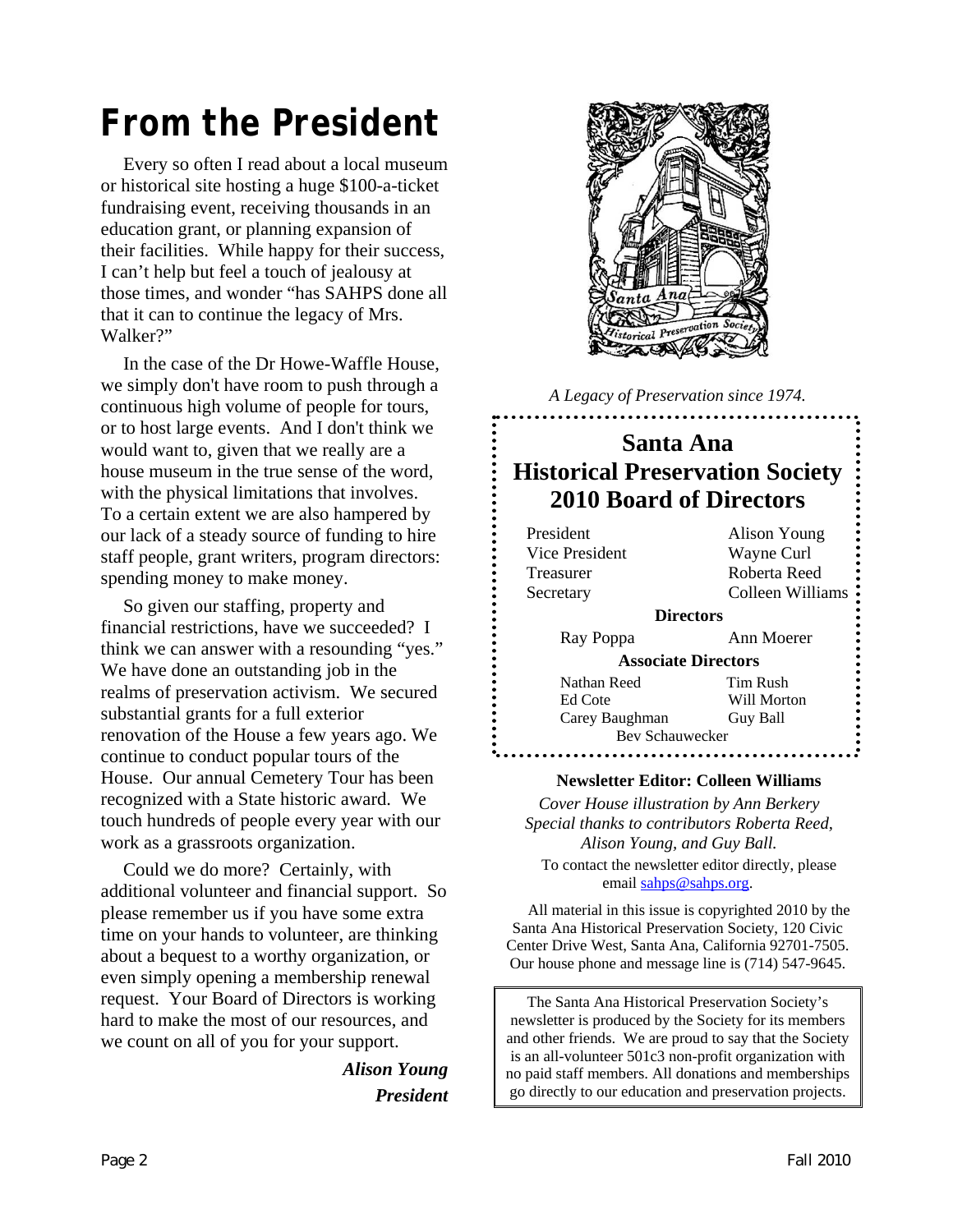# From the President

Every so often I read about a local museum or historical site hosting a huge $100-a-ticket fundraising event, receiving thousands in an education grant, or planning expansion of their facilities. While happy for their success, I can't help but feel a touch of jealousy at those times, and wonder "has SAHPS done all that it can to continue the legacy of Mrs. Walker?"

In the case of the Dr Howe-Waffle House, we simply don't have room to push through a continuous high volume of people for tours, or to host large events. And I don't think we would want to, given that we really are a house museum in the true sense of the word, with the physical limitations that involves. To a certain extent we are also hampered by our lack of a steady source of funding to hire staff people, grant writers, program directors: spending money to make money.

So given our staffing, property and financial restrictions, have we succeeded? I think we can answer with a resounding "yes." We have done an outstanding job in the realms of preservation activism. We secured substantial grants for a full exterior renovation of the House a few years ago. We continue to conduct popular tours of the House. Our annual Cemetery Tour has been recognized with a State historic award. We touch hundreds of people every year with our work as a grassroots organization.

Could we do more? Certainly, with additional volunteer and financial support. So please remember us if you have some extra time on your hands to volunteer, are thinking about a bequest to a worthy organization, or even simply opening a membership renewal request. Your Board of Directors is working hard to make the most of our resources, and we count on all of you for your support.

***Alison Young***
***President***

*A Legacy of Preservation since 1974.*

## Santa Ana Historical Preservation Society 2010 Board of Directors

| | |
|---|---|
| President | Alison Young |
| Vice President | Wayne Curl |
| Treasurer | Roberta Reed |
| Secretary | Colleen Williams |

**Directors**

Ray Poppa, Ann Moerer

**Associate Directors**

Nathan Reed, Tim Rush, Ed Cote, Will Morton, Carey Baughman, Guy Ball, Bev Schauwecker

**Newsletter Editor: Colleen Williams**

*Cover House illustration by Ann Berkery*
*Special thanks to contributors Roberta Reed, Alison Young, and Guy Ball.*

To contact the newsletter editor directly, please email sahps@sahps.org.

All material in this issue is copyrighted 2010 by the Santa Ana Historical Preservation Society, 120 Civic Center Drive West, Santa Ana, California 92701-7505. Our house phone and message line is (714) 547-9645.

The Santa Ana Historical Preservation Society's newsletter is produced by the Society for its members and other friends. We are proud to say that the Society is an all-volunteer 501c3 non-profit organization with no paid staff members. All donations and memberships go directly to our education and preservation projects.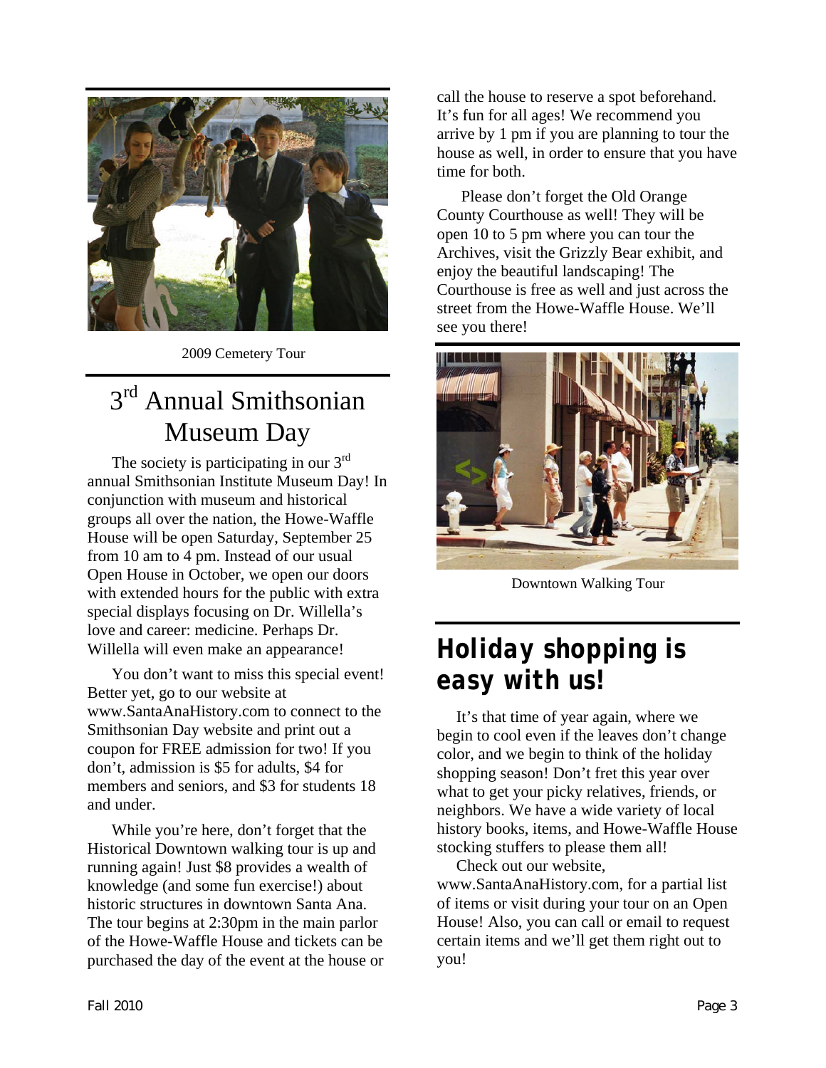2009 Cemetery Tour

## 3rd Annual Smithsonian Museum Day

The society is participating in our 3rd annual Smithsonian Institute Museum Day! In conjunction with museum and historical groups all over the nation, the Howe-Waffle House will be open Saturday, September 25 from 10 am to 4 pm. Instead of our usual Open House in October, we open our doors with extended hours for the public with extra special displays focusing on Dr. Willella's love and career: medicine. Perhaps Dr. Willella will even make an appearance!

You don't want to miss this special event! Better yet, go to our website at www.SantaAnaHistory.com to connect to the Smithsonian Day website and print out a coupon for FREE admission for two! If you don't, admission is $5 for adults, $4 for members and seniors, and $3 for students 18 and under.

While you're here, don't forget that the Historical Downtown walking tour is up and running again! Just $8 provides a wealth of knowledge (and some fun exercise!) about historic structures in downtown Santa Ana. The tour begins at 2:30pm in the main parlor of the Howe-Waffle House and tickets can be purchased the day of the event at the house or call the house to reserve a spot beforehand. It's fun for all ages! We recommend you arrive by 1 pm if you are planning to tour the house as well, in order to ensure that you have time for both.

Please don't forget the Old Orange County Courthouse as well! They will be open 10 to 5 pm where you can tour the Archives, visit the Grizzly Bear exhibit, and enjoy the beautiful landscaping! The Courthouse is free as well and just across the street from the Howe-Waffle House. We'll see you there!

Downtown Walking Tour

## Holiday shopping is easy with us!

It's that time of year again, where we begin to cool even if the leaves don't change color, and we begin to think of the holiday shopping season! Don't fret this year over what to get your picky relatives, friends, or neighbors. We have a wide variety of local history books, items, and Howe-Waffle House stocking stuffers to please them all!

Check out our website, www.SantaAnaHistory.com, for a partial list of items or visit during your tour on an Open House! Also, you can call or email to request certain items and we'll get them right out to you!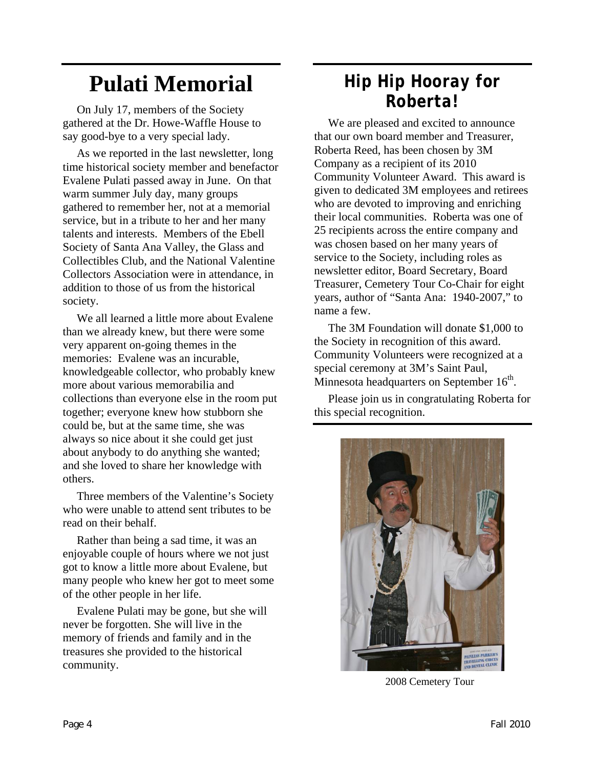# Pulati Memorial

On July 17, members of the Society gathered at the Dr. Howe-Waffle House to say good-bye to a very special lady.

As we reported in the last newsletter, long time historical society member and benefactor Evalene Pulati passed away in June. On that warm summer July day, many groups gathered to remember her, not at a memorial service, but in a tribute to her and her many talents and interests. Members of the Ebell Society of Santa Ana Valley, the Glass and Collectibles Club, and the National Valentine Collectors Association were in attendance, in addition to those of us from the historical society.

We all learned a little more about Evalene than we already knew, but there were some very apparent on-going themes in the memories: Evalene was an incurable, knowledgeable collector, who probably knew more about various memorabilia and collections than everyone else in the room put together; everyone knew how stubborn she could be, but at the same time, she was always so nice about it she could get just about anybody to do anything she wanted; and she loved to share her knowledge with others.

Three members of the Valentine's Society who were unable to attend sent tributes to be read on their behalf.

Rather than being a sad time, it was an enjoyable couple of hours where we not just got to know a little more about Evalene, but many people who knew her got to meet some of the other people in her life.

Evalene Pulati may be gone, but she will never be forgotten. She will live in the memory of friends and family and in the treasures she provided to the historical community.

# Hip Hip Hooray for Roberta!

We are pleased and excited to announce that our own board member and Treasurer, Roberta Reed, has been chosen by 3M Company as a recipient of its 2010 Community Volunteer Award. This award is given to dedicated 3M employees and retirees who are devoted to improving and enriching their local communities. Roberta was one of 25 recipients across the entire company and was chosen based on her many years of service to the Society, including roles as newsletter editor, Board Secretary, Board Treasurer, Cemetery Tour Co-Chair for eight years, author of "Santa Ana: 1940-2007," to name a few.

The 3M Foundation will donate $1,000 to the Society in recognition of this award. Community Volunteers were recognized at a special ceremony at 3M's Saint Paul, Minnesota headquarters on September 16th.

Please join us in congratulating Roberta for this special recognition.

2008 Cemetery Tour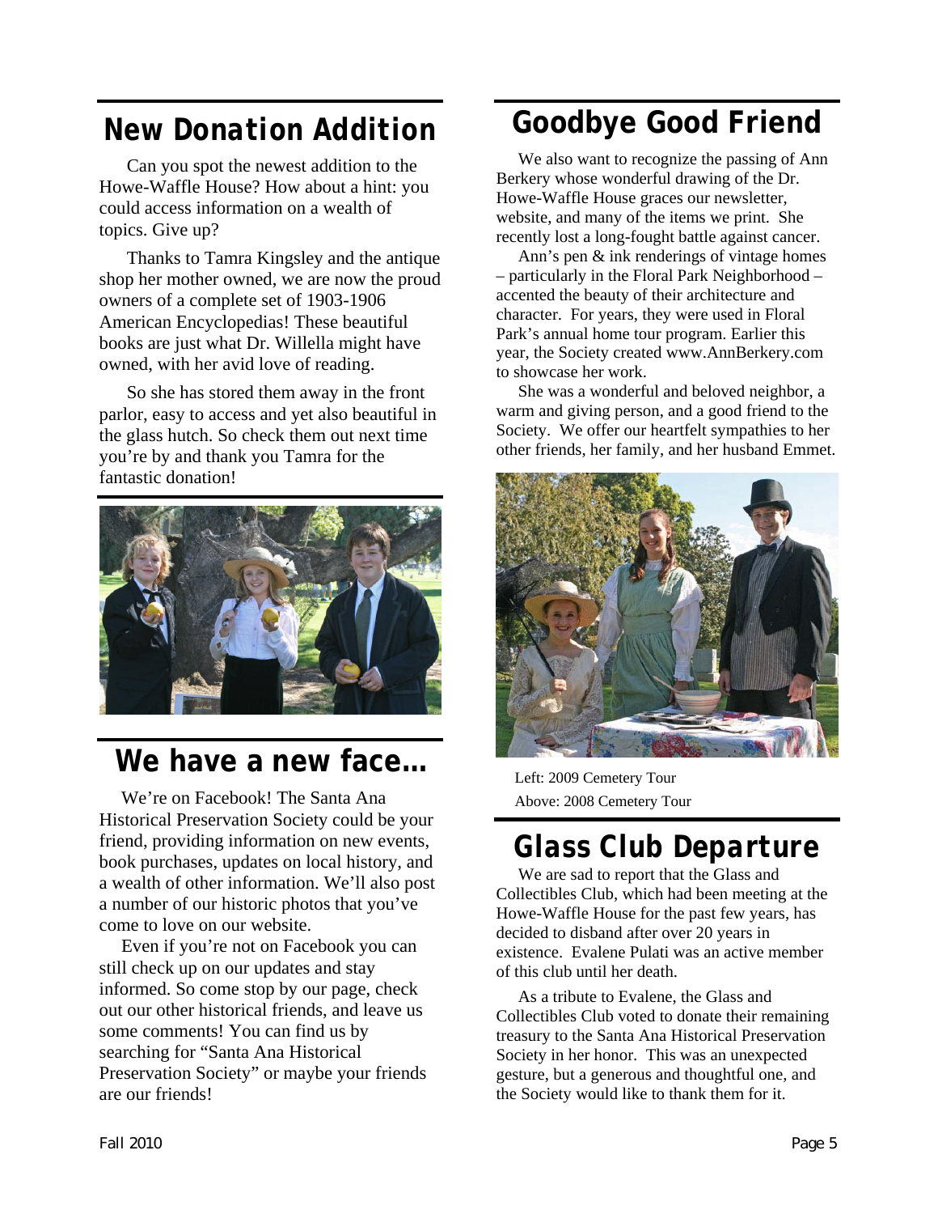## New Donation Addition

Can you spot the newest addition to the Howe-Waffle House? How about a hint: you could access information on a wealth of topics. Give up?

Thanks to Tamra Kingsley and the antique shop her mother owned, we are now the proud owners of a complete set of 1903-1906 American Encyclopedias! These beautiful books are just what Dr. Willella might have owned, with her avid love of reading.

So she has stored them away in the front parlor, easy to access and yet also beautiful in the glass hutch. So check them out next time you're by and thank you Tamra for the fantastic donation!

## We have a new face…

We're on Facebook! The Santa Ana Historical Preservation Society could be your friend, providing information on new events, book purchases, updates on local history, and a wealth of other information. We'll also post a number of our historic photos that you've come to love on our website.

Even if you're not on Facebook you can still check up on our updates and stay informed. So come stop by our page, check out our other historical friends, and leave us some comments! You can find us by searching for "Santa Ana Historical Preservation Society" or maybe your friends are our friends!

## Goodbye Good Friend

We also want to recognize the passing of Ann Berkery whose wonderful drawing of the Dr. Howe-Waffle House graces our newsletter, website, and many of the items we print. She recently lost a long-fought battle against cancer.

Ann's pen & ink renderings of vintage homes – particularly in the Floral Park Neighborhood – accented the beauty of their architecture and character. For years, they were used in Floral Park's annual home tour program. Earlier this year, the Society created www.AnnBerkery.com to showcase her work.

She was a wonderful and beloved neighbor, a warm and giving person, and a good friend to the Society. We offer our heartfelt sympathies to her other friends, her family, and her husband Emmet.

Left: 2009 Cemetery Tour

Above: 2008 Cemetery Tour

## Glass Club Departure

We are sad to report that the Glass and Collectibles Club, which had been meeting at the Howe-Waffle House for the past few years, has decided to disband after over 20 years in existence. Evalene Pulati was an active member of this club until her death.

As a tribute to Evalene, the Glass and Collectibles Club voted to donate their remaining treasury to the Santa Ana Historical Preservation Society in her honor. This was an unexpected gesture, but a generous and thoughtful one, and the Society would like to thank them for it.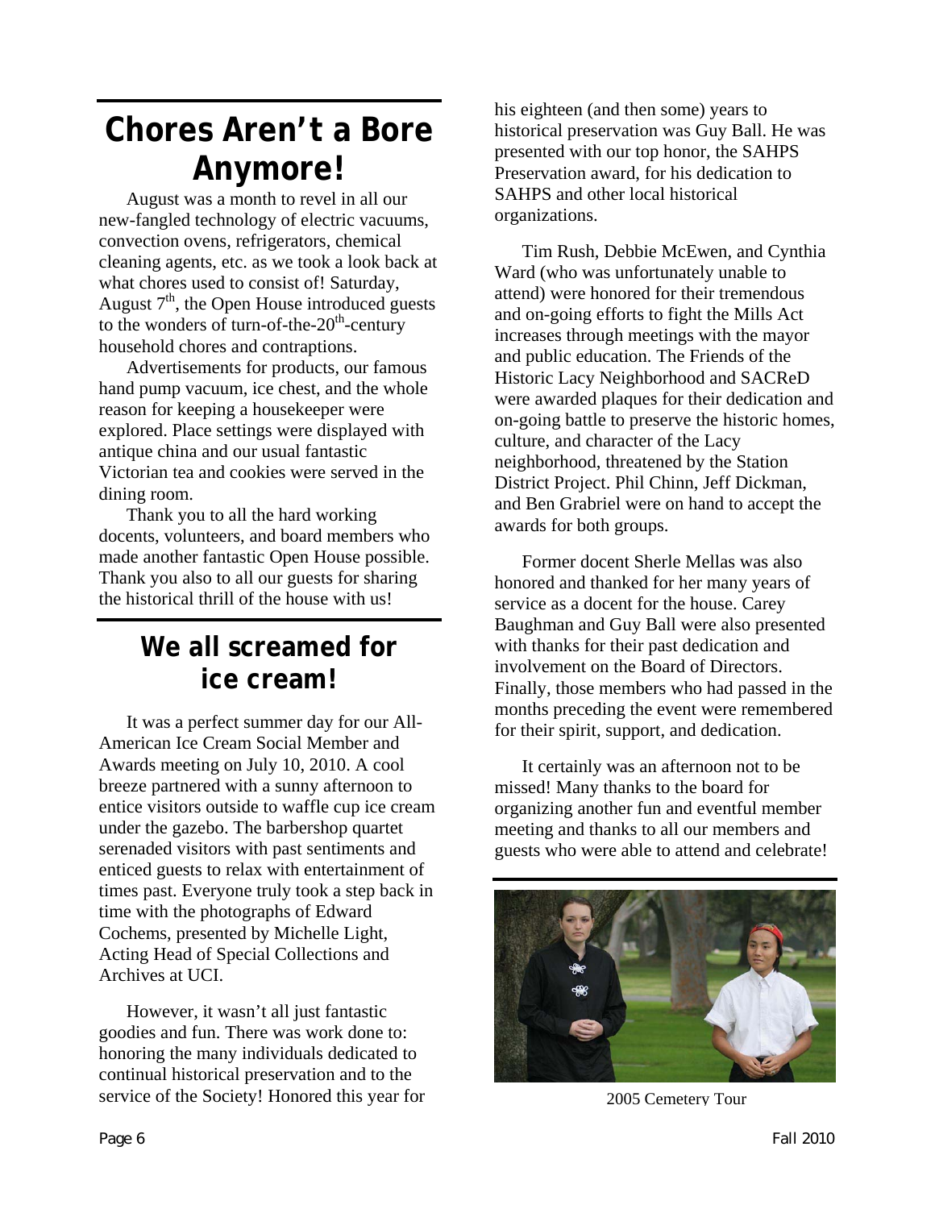# Chores Aren't a Bore Anymore!

August was a month to revel in all our new-fangled technology of electric vacuums, convection ovens, refrigerators, chemical cleaning agents, etc. as we took a look back at what chores used to consist of! Saturday, August 7th, the Open House introduced guests to the wonders of turn-of-the-20th-century household chores and contraptions.

Advertisements for products, our famous hand pump vacuum, ice chest, and the whole reason for keeping a housekeeper were explored. Place settings were displayed with antique china and our usual fantastic Victorian tea and cookies were served in the dining room.

Thank you to all the hard working docents, volunteers, and board members who made another fantastic Open House possible. Thank you also to all our guests for sharing the historical thrill of the house with us!

# We all screamed for ice cream!

It was a perfect summer day for our All-American Ice Cream Social Member and Awards meeting on July 10, 2010. A cool breeze partnered with a sunny afternoon to entice visitors outside to waffle cup ice cream under the gazebo. The barbershop quartet serenaded visitors with past sentiments and enticed guests to relax with entertainment of times past. Everyone truly took a step back in time with the photographs of Edward Cochems, presented by Michelle Light, Acting Head of Special Collections and Archives at UCI.

However, it wasn't all just fantastic goodies and fun. There was work done to: honoring the many individuals dedicated to continual historical preservation and to the service of the Society! Honored this year for his eighteen (and then some) years to historical preservation was Guy Ball. He was presented with our top honor, the SAHPS Preservation award, for his dedication to SAHPS and other local historical organizations.

Tim Rush, Debbie McEwen, and Cynthia Ward (who was unfortunately unable to attend) were honored for their tremendous and on-going efforts to fight the Mills Act increases through meetings with the mayor and public education. The Friends of the Historic Lacy Neighborhood and SACReD were awarded plaques for their dedication and on-going battle to preserve the historic homes, culture, and character of the Lacy neighborhood, threatened by the Station District Project. Phil Chinn, Jeff Dickman, and Ben Grabriel were on hand to accept the awards for both groups.

Former docent Sherle Mellas was also honored and thanked for her many years of service as a docent for the house. Carey Baughman and Guy Ball were also presented with thanks for their past dedication and involvement on the Board of Directors. Finally, those members who had passed in the months preceding the event were remembered for their spirit, support, and dedication.

It certainly was an afternoon not to be missed! Many thanks to the board for organizing another fun and eventful member meeting and thanks to all our members and guests who were able to attend and celebrate!

2005 Cemetery Tour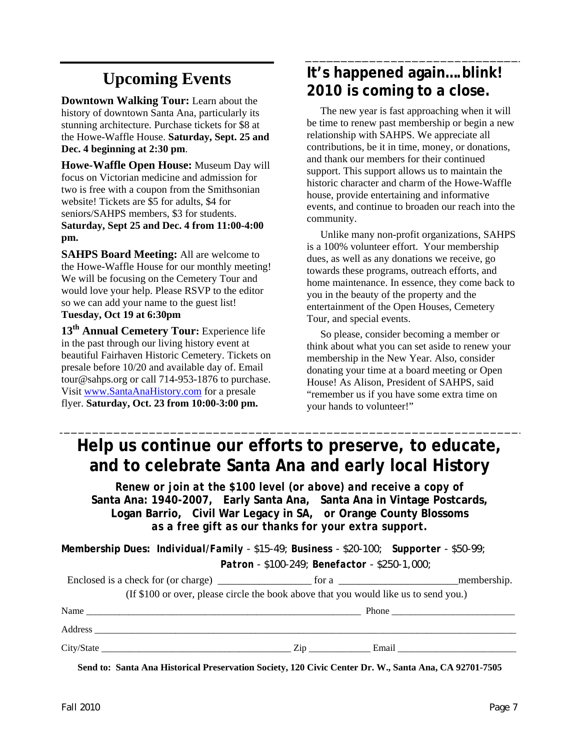## Upcoming Events

**Downtown Walking Tour:** Learn about the history of downtown Santa Ana, particularly its stunning architecture. Purchase tickets for $8 at the Howe-Waffle House. **Saturday, Sept. 25 and Dec. 4 beginning at 2:30 pm**.

**Howe-Waffle Open House:** Museum Day will focus on Victorian medicine and admission for two is free with a coupon from the Smithsonian website! Tickets are $5 for adults, $4 for seniors/SAHPS members, $3 for students. **Saturday, Sept 25 and Dec. 4 from 11:00-4:00 pm.**

**SAHPS Board Meeting:** All are welcome to the Howe-Waffle House for our monthly meeting! We will be focusing on the Cemetery Tour and would love your help. Please RSVP to the editor so we can add your name to the guest list! **Tuesday, Oct 19 at 6:30pm**

**13th Annual Cemetery Tour:** Experience life in the past through our living history event at beautiful Fairhaven Historic Cemetery. Tickets on presale before 10/20 and available day of. Email tour@sahps.org or call 714-953-1876 to purchase. Visit [www.SantaAnaHistory.com](http://www.SantaAnaHistory.com) for a presale flyer. **Saturday, Oct. 23 from 10:00-3:00 pm.**

## It's happened again….blink! 2010 is coming to a close.

The new year is fast approaching when it will be time to renew past membership or begin a new relationship with SAHPS. We appreciate all contributions, be it in time, money, or donations, and thank our members for their continued support. This support allows us to maintain the historic character and charm of the Howe-Waffle house, provide entertaining and informative events, and continue to broaden our reach into the community.

Unlike many non-profit organizations, SAHPS is a 100% volunteer effort. Your membership dues, as well as any donations we receive, go towards these programs, outreach efforts, and home maintenance. In essence, they come back to you in the beauty of the property and the entertainment of the Open Houses, Cemetery Tour, and special events.

So please, consider becoming a member or think about what you can set aside to renew your membership in the New Year. Also, consider donating your time at a board meeting or Open House! As Alison, President of SAHPS, said "remember us if you have some extra time on your hands to volunteer!"

## Help us continue our efforts to preserve, to educate, and to celebrate Santa Ana and early local History

***Renew or join at the $100 level (or above) and receive a copy of* Santa Ana: 1940-2007, Early Santa Ana, Santa Ana in Vintage Postcards, Logan Barrio, Civil War Legacy in SA, *or* Orange County Blossoms *as a free gift as our thanks for your extra support.***

**Membership Dues:** ***Individual/Family*** - $15-49; **Business** - $20-100; ***Supporter*** - $50-99; ***Patron*** - $100-249; ***Benefactor*** - $250-1,000;

Enclosed is a check for (or charge) ________________ for a ______________________membership.

(If $100 or over, please circle the book above that you would like us to send you.)

Name ___________________________________________________ Phone _______________________

Address ____________________________________________________________________________

City/State ___________________________________ Zip ____________ Email ______________________

**Send to: Santa Ana Historical Preservation Society, 120 Civic Center Dr. W., Santa Ana, CA 92701-7505**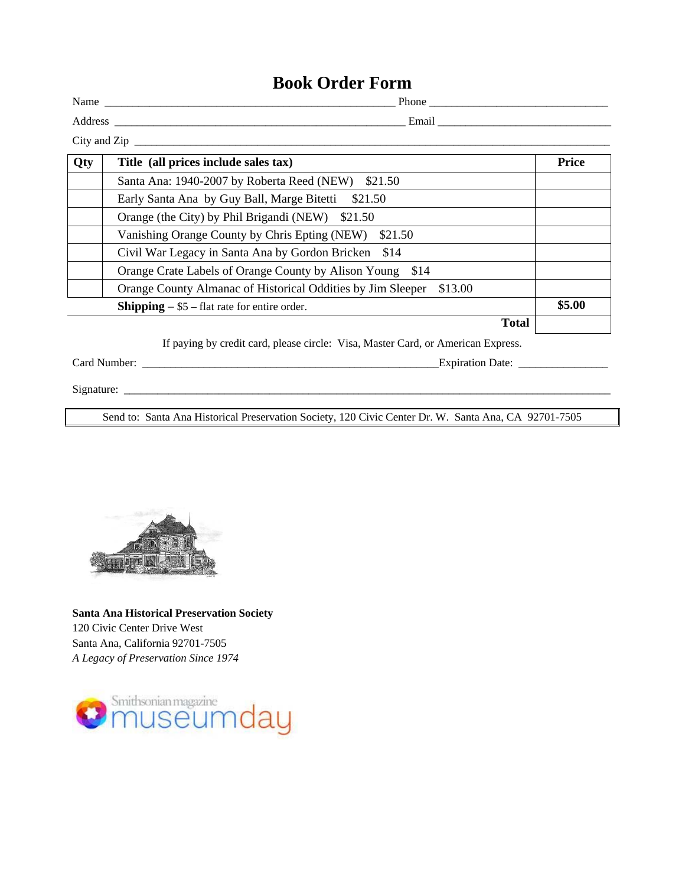# Book Order Form

Name _____________________________________________________ Phone _________________________________

Address _____________________________________________________ Email _________________________________

City and Zip ________________________________________________________________________________________

| Qty | Title (all prices include sales tax) | Price |
|---|---|---|
| | Santa Ana: 1940-2007 by Roberta Reed (NEW) $21.50 | |
| | Early Santa Ana by Guy Ball, Marge Bitetti $21.50 | |
| | Orange (the City) by Phil Brigandi (NEW) $21.50 | |
| | Vanishing Orange County by Chris Epting (NEW) $21.50 | |
| | Civil War Legacy in Santa Ana by Gordon Bricken $14 | |
| | Orange Crate Labels of Orange County by Alison Young $14 | |
| | Orange County Almanac of Historical Oddities by Jim Sleeper $13.00 | |
| | **Shipping** – $5 – flat rate for entire order. | **$5.00** |
| | **Total** | |

If paying by credit card, please circle: Visa, Master Card, or American Express.

Card Number: _______________________________________________________Expiration Date: ________________

Signature: ___________________________________________________________________________________________

Send to: Santa Ana Historical Preservation Society, 120 Civic Center Dr. W. Santa Ana, CA 92701-7505

**Santa Ana Historical Preservation Society**
120 Civic Center Drive West
Santa Ana, California 92701-7505
*A Legacy of Preservation Since 1974*

Smithsonian magazine museumday